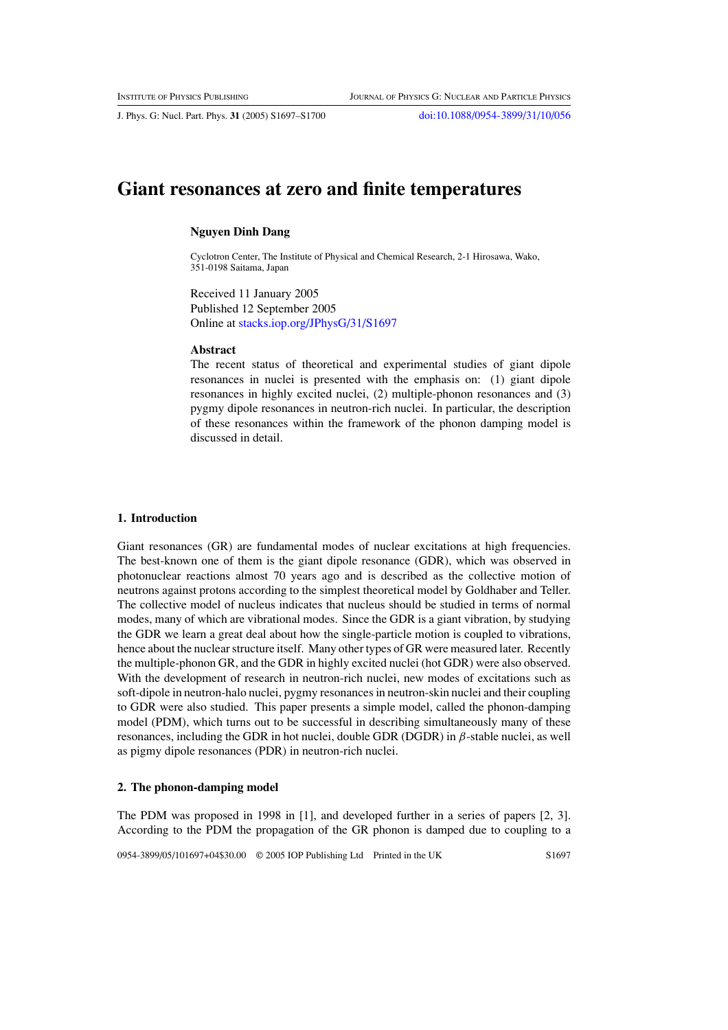# Giant resonances at zero and finite temperatures

**Nguyen Dinh Dang**

Cyclotron Center, The Institute of Physical and Chemical Research, 2-1 Hirosawa, Wako, 351-0198 Saitama, Japan

Received 11 January 2005
Published 12 September 2005
Online at stacks.iop.org/JPhysG/31/S1697

### Abstract

The recent status of theoretical and experimental studies of giant dipole resonances in nuclei is presented with the emphasis on: (1) giant dipole resonances in highly excited nuclei, (2) multiple-phonon resonances and (3) pygmy dipole resonances in neutron-rich nuclei. In particular, the description of these resonances within the framework of the phonon damping model is discussed in detail.

## 1. Introduction

Giant resonances (GR) are fundamental modes of nuclear excitations at high frequencies. The best-known one of them is the giant dipole resonance (GDR), which was observed in photonuclear reactions almost 70 years ago and is described as the collective motion of neutrons against protons according to the simplest theoretical model by Goldhaber and Teller. The collective model of nucleus indicates that nucleus should be studied in terms of normal modes, many of which are vibrational modes. Since the GDR is a giant vibration, by studying the GDR we learn a great deal about how the single-particle motion is coupled to vibrations, hence about the nuclear structure itself. Many other types of GR were measured later. Recently the multiple-phonon GR, and the GDR in highly excited nuclei (hot GDR) were also observed. With the development of research in neutron-rich nuclei, new modes of excitations such as soft-dipole in neutron-halo nuclei, pygmy resonances in neutron-skin nuclei and their coupling to GDR were also studied. This paper presents a simple model, called the phonon-damping model (PDM), which turns out to be successful in describing simultaneously many of these resonances, including the GDR in hot nuclei, double GDR (DGDR) in $\beta$-stable nuclei, as well as pigmy dipole resonances (PDR) in neutron-rich nuclei.

## 2. The phonon-damping model

The PDM was proposed in 1998 in [1], and developed further in a series of papers [2, 3]. According to the PDM the propagation of the GR phonon is damped due to coupling to a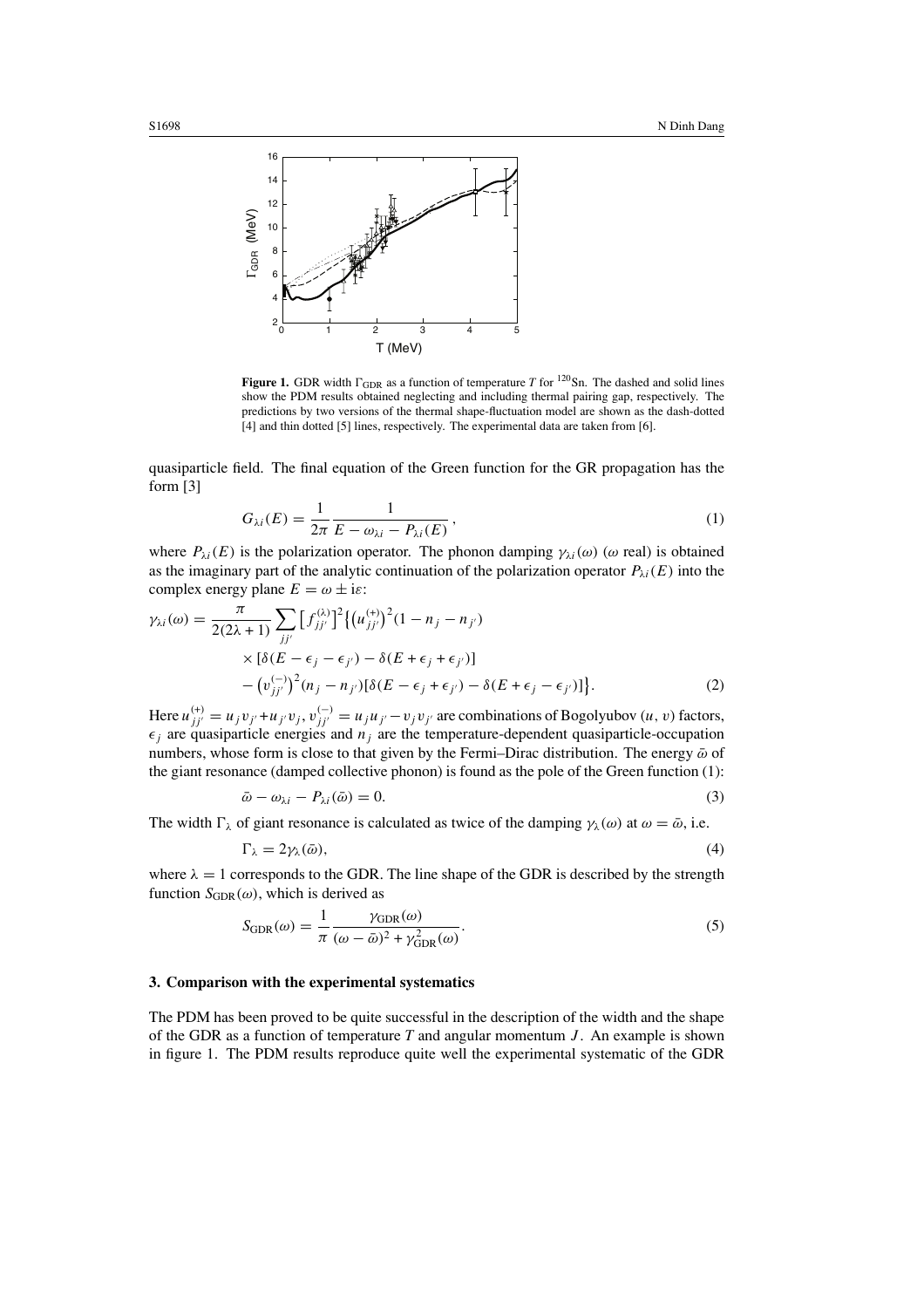16
14
12
10
8
6
4
2
0 1 2 3 4 5

$\Gamma_{\rm GDR}$ (MeV)

T (MeV)

**Figure 1.** GDR width $\Gamma_{\rm GDR}$ as a function of temperature $T$ for $^{120}$Sn. The dashed and solid lines show the PDM results obtained neglecting and including thermal pairing gap, respectively. The predictions by two versions of the thermal shape-fluctuation model are shown as the dash-dotted [4] and thin dotted [5] lines, respectively. The experimental data are taken from [6].

quasiparticle field. The final equation of the Green function for the GR propagation has the form [3]

$$G_{\lambda i}(E) = \frac{1}{2\pi}\frac{1}{E - \omega_{\lambda i} - P_{\lambda i}(E)}, \tag{1}$$

where $P_{\lambda i}(E)$ is the polarization operator. The phonon damping $\gamma_{\lambda i}(\omega)$ ($\omega$ real) is obtained as the imaginary part of the analytic continuation of the polarization operator $P_{\lambda i}(E)$ into the complex energy plane $E = \omega \pm i\varepsilon$:

$$\begin{aligned}
\gamma_{\lambda i}(\omega) = \frac{\pi}{2(2\lambda+1)}\sum_{jj'}\left[f_{jj'}^{(\lambda)}\right]^2 \Big\{ & \left(u_{jj'}^{(+)}\right)^2 (1 - n_j - n_{j'}) \\
& \times [\delta(E - \epsilon_j - \epsilon_{j'}) - \delta(E + \epsilon_j + \epsilon_{j'})] \\
& - \left(v_{jj'}^{(-)}\right)^2 (n_j - n_{j'})[\delta(E - \epsilon_j + \epsilon_{j'}) - \delta(E + \epsilon_j - \epsilon_{j'})]\Big\}.
\end{aligned} \tag{2}$$

Here $u_{jj'}^{(+)} = u_j v_{j'} + u_{j'} v_j$, $v_{jj'}^{(-)} = u_j u_{j'} - v_j v_{j'}$ are combinations of Bogolyubov $(u, v)$ factors, $\epsilon_j$ are quasiparticle energies and $n_j$ are the temperature-dependent quasiparticle-occupation numbers, whose form is close to that given by the Fermi–Dirac distribution. The energy $\bar{\omega}$ of the giant resonance (damped collective phonon) is found as the pole of the Green function (1):

$$\bar{\omega} - \omega_{\lambda i} - P_{\lambda i}(\bar{\omega}) = 0. \tag{3}$$

The width $\Gamma_\lambda$ of giant resonance is calculated as twice of the damping $\gamma_\lambda(\omega)$ at $\omega = \bar{\omega}$, i.e.

$$\Gamma_\lambda = 2\gamma_\lambda(\bar{\omega}), \tag{4}$$

where $\lambda = 1$ corresponds to the GDR. The line shape of the GDR is described by the strength function $S_{\rm GDR}(\omega)$, which is derived as

$$S_{\rm GDR}(\omega) = \frac{1}{\pi}\frac{\gamma_{\rm GDR}(\omega)}{(\omega - \bar{\omega})^2 + \gamma_{\rm GDR}^2(\omega)}. \tag{5}$$

### 3. Comparison with the experimental systematics

The PDM has been proved to be quite successful in the description of the width and the shape of the GDR as a function of temperature $T$ and angular momentum $J$. An example is shown in figure 1. The PDM results reproduce quite well the experimental systematic of the GDR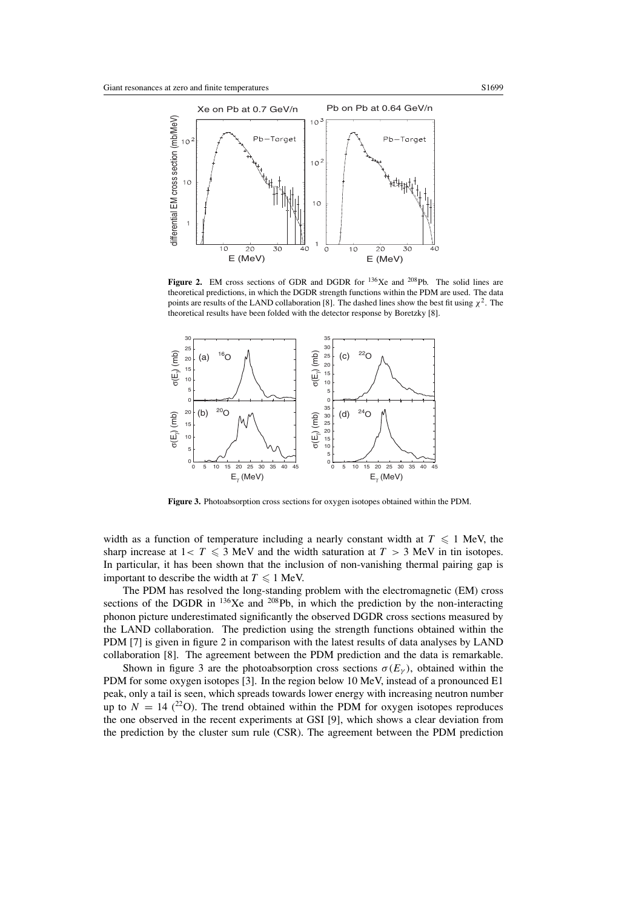Xe on Pb at 0.7 GeV/n

Pb on Pb at 0.64 GeV/n

differential EM cross section (mb/MeV)

Pb−Target

Pb−Target

E (MeV)

E (MeV)

**Figure 2.** EM cross sections of GDR and DGDR for $^{136}$Xe and $^{208}$Pb. The solid lines are theoretical predictions, in which the DGDR strength functions within the PDM are used. The data points are results of the LAND collaboration [8]. The dashed lines show the best fit using $\chi^2$. The theoretical results have been folded with the detector response by Boretzky [8].

(a) $^{16}$O

(b) $^{20}$O

(c) $^{22}$O

(d) $^{24}$O

$\sigma(E_\gamma)$ (mb)

$E_\gamma$ (MeV)

**Figure 3.** Photoabsorption cross sections for oxygen isotopes obtained within the PDM.

width as a function of temperature including a nearly constant width at $T \leqslant 1$ MeV, the sharp increase at $1 < T \leqslant 3$ MeV and the width saturation at $T > 3$ MeV in tin isotopes. In particular, it has been shown that the inclusion of non-vanishing thermal pairing gap is important to describe the width at $T \leqslant 1$ MeV.

The PDM has resolved the long-standing problem with the electromagnetic (EM) cross sections of the DGDR in $^{136}$Xe and $^{208}$Pb, in which the prediction by the non-interacting phonon picture underestimated significantly the observed DGDR cross sections measured by the LAND collaboration. The prediction using the strength functions obtained within the PDM [7] is given in figure 2 in comparison with the latest results of data analyses by LAND collaboration [8]. The agreement between the PDM prediction and the data is remarkable.

Shown in figure 3 are the photoabsorption cross sections $\sigma(E_\gamma)$, obtained within the PDM for some oxygen isotopes [3]. In the region below 10 MeV, instead of a pronounced E1 peak, only a tail is seen, which spreads towards lower energy with increasing neutron number up to $N = 14$ ($^{22}$O). The trend obtained within the PDM for oxygen isotopes reproduces the one observed in the recent experiments at GSI [9], which shows a clear deviation from the prediction by the cluster sum rule (CSR). The agreement between the PDM prediction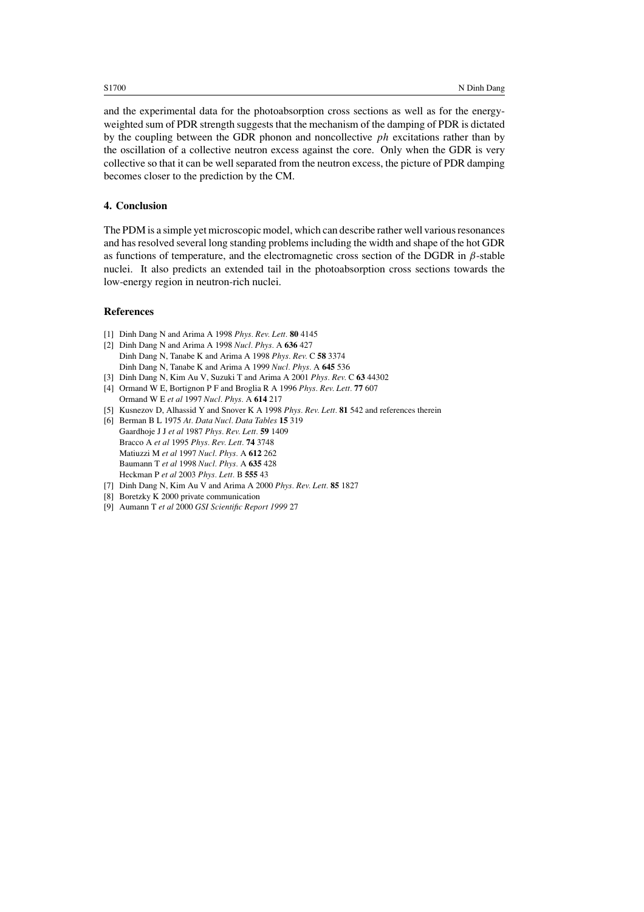and the experimental data for the photoabsorption cross sections as well as for the energy-weighted sum of PDR strength suggests that the mechanism of the damping of PDR is dictated by the coupling between the GDR phonon and noncollective *ph* excitations rather than by the oscillation of a collective neutron excess against the core. Only when the GDR is very collective so that it can be well separated from the neutron excess, the picture of PDR damping becomes closer to the prediction by the CM.

## 4. Conclusion

The PDM is a simple yet microscopic model, which can describe rather well various resonances and has resolved several long standing problems including the width and shape of the hot GDR as functions of temperature, and the electromagnetic cross section of the DGDR in $\beta$-stable nuclei. It also predicts an extended tail in the photoabsorption cross sections towards the low-energy region in neutron-rich nuclei.

## References

[1] Dinh Dang N and Arima A 1998 *Phys. Rev. Lett.* **80** 4145

[2] Dinh Dang N and Arima A 1998 *Nucl. Phys.* A **636** 427
Dinh Dang N, Tanabe K and Arima A 1998 *Phys. Rev.* C **58** 3374
Dinh Dang N, Tanabe K and Arima A 1999 *Nucl. Phys.* A **645** 536

[3] Dinh Dang N, Kim Au V, Suzuki T and Arima A 2001 *Phys. Rev.* C **63** 44302

[4] Ormand W E, Bortignon P F and Broglia R A 1996 *Phys. Rev. Lett.* **77** 607
Ormand W E *et al* 1997 *Nucl. Phys.* A **614** 217

[5] Kusnezov D, Alhassid Y and Snover K A 1998 *Phys. Rev. Lett.* **81** 542 and references therein

[6] Berman B L 1975 *At. Data Nucl. Data Tables* **15** 319
Gaardhoje J J *et al* 1987 *Phys. Rev. Lett.* **59** 1409
Bracco A *et al* 1995 *Phys. Rev. Lett.* **74** 3748
Matiuzzi M *et al* 1997 *Nucl. Phys.* A **612** 262
Baumann T *et al* 1998 *Nucl. Phys.* A **635** 428
Heckman P *et al* 2003 *Phys. Lett.* B **555** 43

[7] Dinh Dang N, Kim Au V and Arima A 2000 *Phys. Rev. Lett.* **85** 1827

[8] Boretzky K 2000 private communication

[9] Aumann T *et al* 2000 *GSI Scientific Report 1999* 27